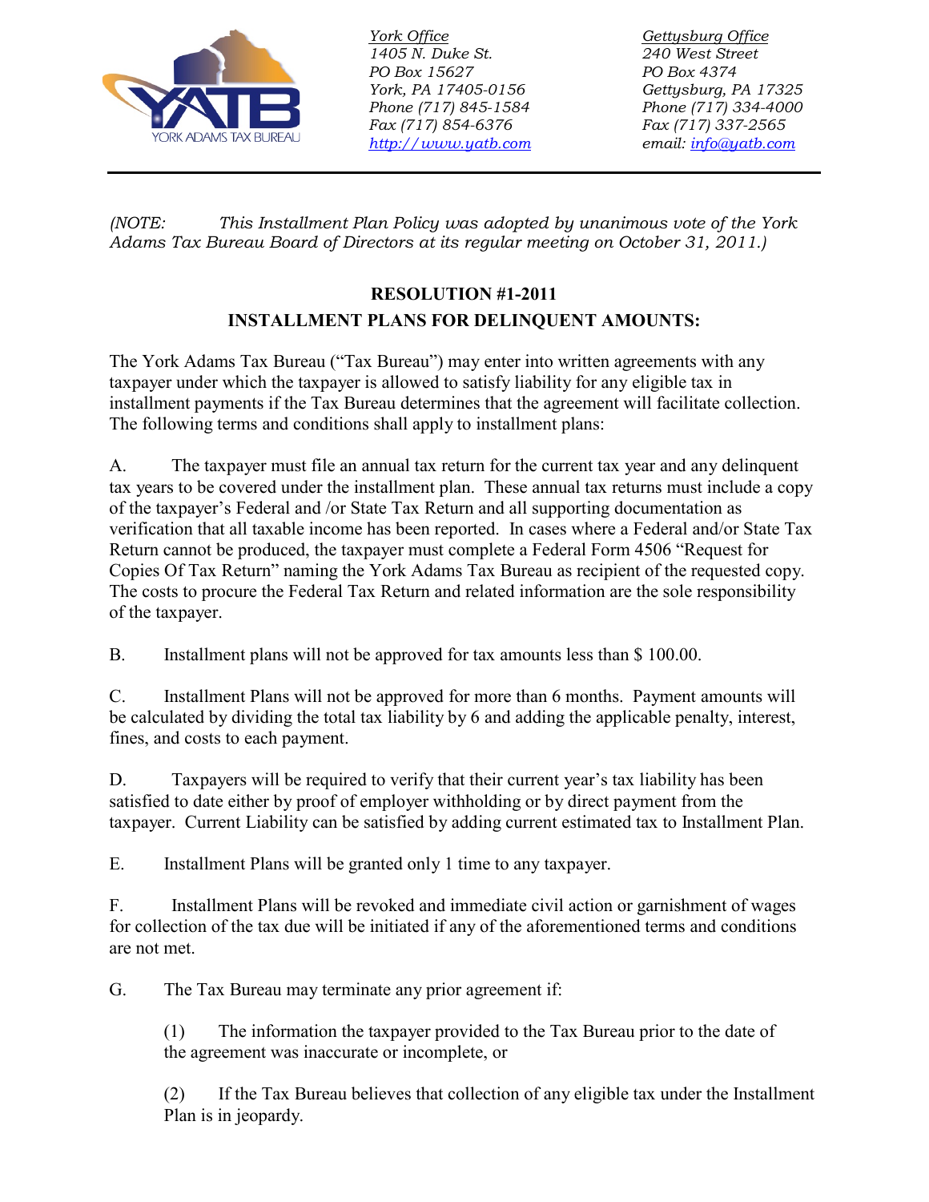YORK ADAMS TAX BUREAU

*York Office*
*1405 N. Duke St.*
*PO Box 15627*
*York, PA 17405-0156*
*Phone (717) 845-1584*
*Fax (717) 854-6376*
*http://www.yatb.com*

*Gettysburg Office*
*240 West Street*
*PO Box 4374*
*Gettysburg, PA 17325*
*Phone (717) 334-4000*
*Fax (717) 337-2565*
*email: info@yatb.com*

---

*(NOTE: This Installment Plan Policy was adopted by unanimous vote of the York Adams Tax Bureau Board of Directors at its regular meeting on October 31, 2011.)*

**RESOLUTION #1-2011**

**INSTALLMENT PLANS FOR DELINQUENT AMOUNTS:**

The York Adams Tax Bureau ("Tax Bureau") may enter into written agreements with any taxpayer under which the taxpayer is allowed to satisfy liability for any eligible tax in installment payments if the Tax Bureau determines that the agreement will facilitate collection. The following terms and conditions shall apply to installment plans:

A. The taxpayer must file an annual tax return for the current tax year and any delinquent tax years to be covered under the installment plan. These annual tax returns must include a copy of the taxpayer's Federal and /or State Tax Return and all supporting documentation as verification that all taxable income has been reported. In cases where a Federal and/or State Tax Return cannot be produced, the taxpayer must complete a Federal Form 4506 "Request for Copies Of Tax Return" naming the York Adams Tax Bureau as recipient of the requested copy. The costs to procure the Federal Tax Return and related information are the sole responsibility of the taxpayer.

B. Installment plans will not be approved for tax amounts less than $ 100.00.

C. Installment Plans will not be approved for more than 6 months. Payment amounts will be calculated by dividing the total tax liability by 6 and adding the applicable penalty, interest, fines, and costs to each payment.

D. Taxpayers will be required to verify that their current year's tax liability has been satisfied to date either by proof of employer withholding or by direct payment from the taxpayer. Current Liability can be satisfied by adding current estimated tax to Installment Plan.

E. Installment Plans will be granted only 1 time to any taxpayer.

F. Installment Plans will be revoked and immediate civil action or garnishment of wages for collection of the tax due will be initiated if any of the aforementioned terms and conditions are not met.

G. The Tax Bureau may terminate any prior agreement if:

(1) The information the taxpayer provided to the Tax Bureau prior to the date of the agreement was inaccurate or incomplete, or

(2) If the Tax Bureau believes that collection of any eligible tax under the Installment Plan is in jeopardy.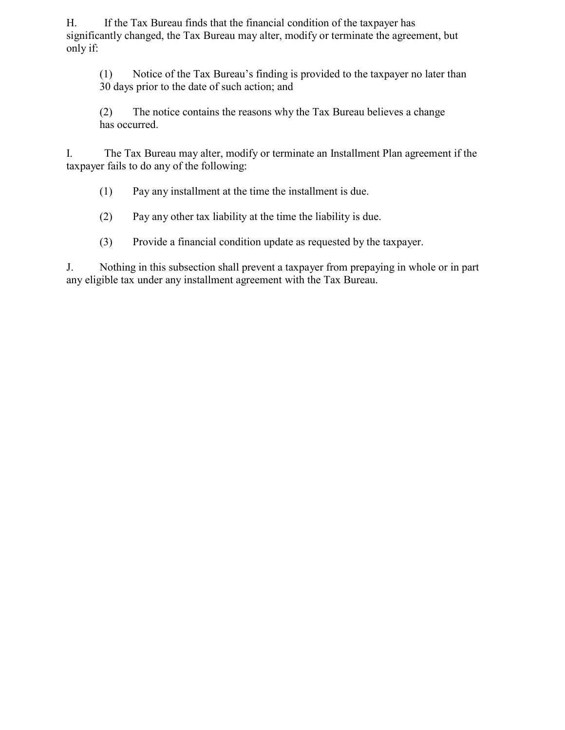H. If the Tax Bureau finds that the financial condition of the taxpayer has significantly changed, the Tax Bureau may alter, modify or terminate the agreement, but only if:

> (1) Notice of the Tax Bureau's finding is provided to the taxpayer no later than 30 days prior to the date of such action; and
>
> (2) The notice contains the reasons why the Tax Bureau believes a change has occurred.

I. The Tax Bureau may alter, modify or terminate an Installment Plan agreement if the taxpayer fails to do any of the following:

> (1) Pay any installment at the time the installment is due.
>
> (2) Pay any other tax liability at the time the liability is due.
>
> (3) Provide a financial condition update as requested by the taxpayer.

J. Nothing in this subsection shall prevent a taxpayer from prepaying in whole or in part any eligible tax under any installment agreement with the Tax Bureau.